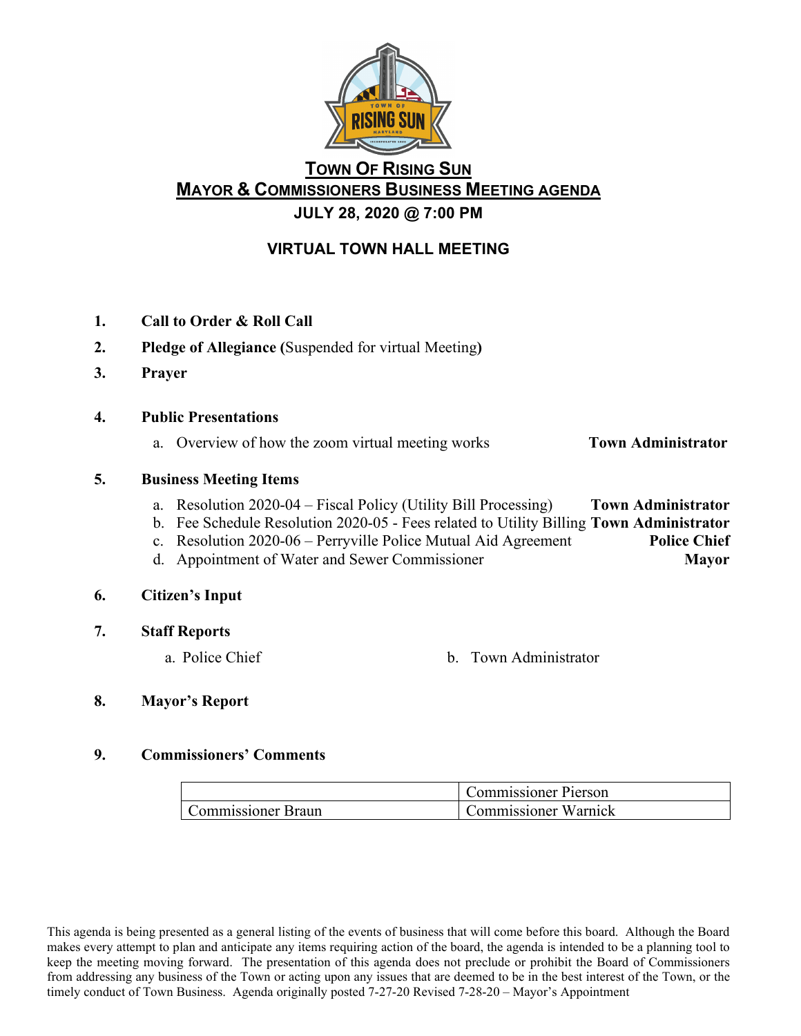# Town Of Rising Sun

## Mayor & Commissioners Business Meeting Agenda

**JULY 28, 2020 @ 7:00 PM**

**VIRTUAL TOWN HALL MEETING**

1. **Call to Order & Roll Call**
2. **Pledge of Allegiance (**Suspended for virtual Meeting**)**
3. **Prayer**
4. **Public Presentations**
   a. Overview of how the zoom virtual meeting works — **Town Administrator**
5. **Business Meeting Items**
   a. Resolution 2020-04 – Fiscal Policy (Utility Bill Processing) — **Town Administrator**
   b. Fee Schedule Resolution 2020-05 - Fees related to Utility Billing — **Town Administrator**
   c. Resolution 2020-06 – Perryville Police Mutual Aid Agreement — **Police Chief**
   d. Appointment of Water and Sewer Commissioner — **Mayor**
6. **Citizen's Input**
7. **Staff Reports**
   a. Police Chief
   b. Town Administrator
8. **Mayor's Report**
9. **Commissioners' Comments**

| | Commissioner Pierson |
|---|---|
| Commissioner Braun | Commissioner Warnick |

This agenda is being presented as a general listing of the events of business that will come before this board. Although the Board makes every attempt to plan and anticipate any items requiring action of the board, the agenda is intended to be a planning tool to keep the meeting moving forward. The presentation of this agenda does not preclude or prohibit the Board of Commissioners from addressing any business of the Town or acting upon any issues that are deemed to be in the best interest of the Town, or the timely conduct of Town Business. Agenda originally posted 7-27-20 Revised 7-28-20 – Mayor's Appointment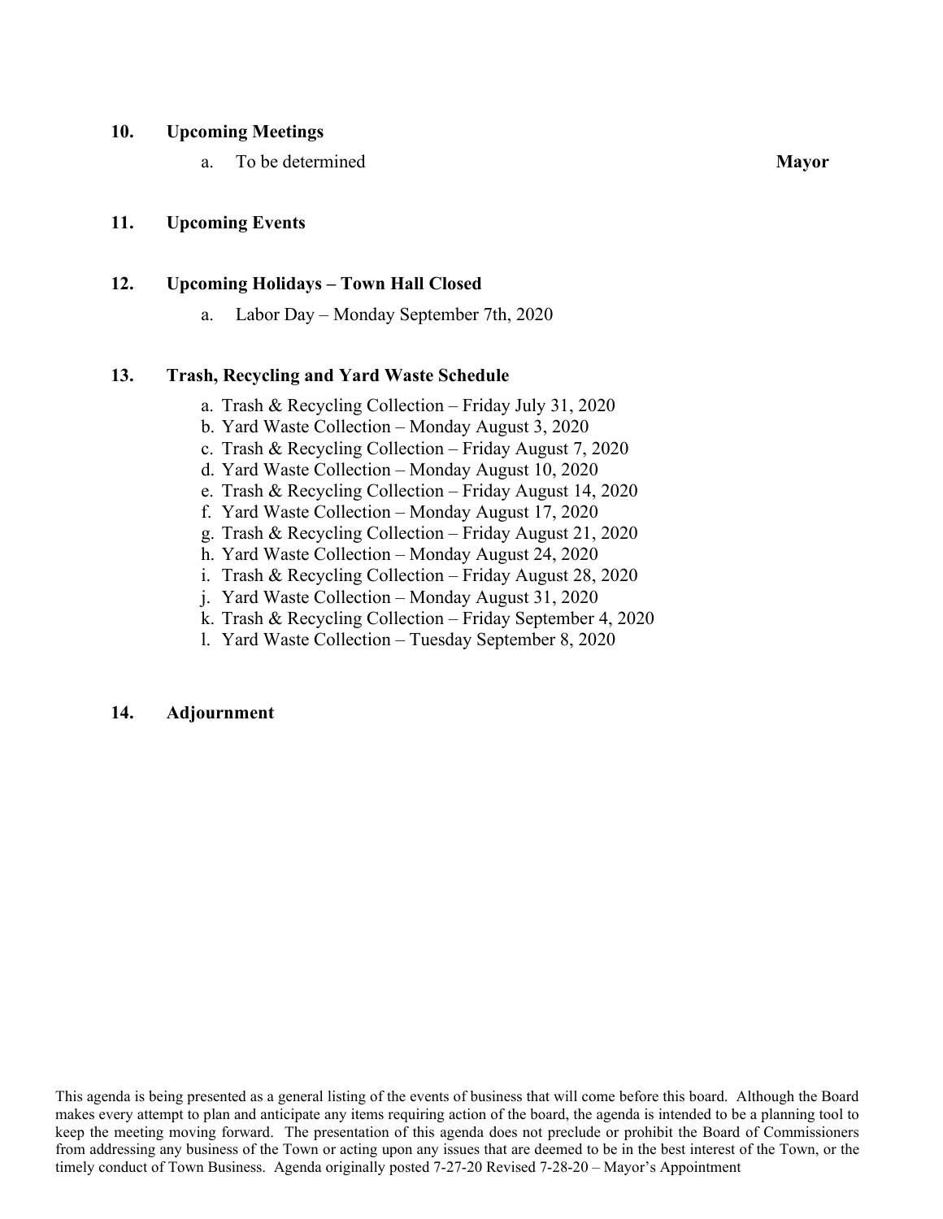**10. Upcoming Meetings**

a. To be determined **Mayor**

**11. Upcoming Events**

**12. Upcoming Holidays – Town Hall Closed**

a. Labor Day – Monday September 7th, 2020

**13. Trash, Recycling and Yard Waste Schedule**

a. Trash & Recycling Collection – Friday July 31, 2020
b. Yard Waste Collection – Monday August 3, 2020
c. Trash & Recycling Collection – Friday August 7, 2020
d. Yard Waste Collection – Monday August 10, 2020
e. Trash & Recycling Collection – Friday August 14, 2020
f. Yard Waste Collection – Monday August 17, 2020
g. Trash & Recycling Collection – Friday August 21, 2020
h. Yard Waste Collection – Monday August 24, 2020
i. Trash & Recycling Collection – Friday August 28, 2020
j. Yard Waste Collection – Monday August 31, 2020
k. Trash & Recycling Collection – Friday September 4, 2020
l. Yard Waste Collection – Tuesday September 8, 2020

**14. Adjournment**

This agenda is being presented as a general listing of the events of business that will come before this board. Although the Board makes every attempt to plan and anticipate any items requiring action of the board, the agenda is intended to be a planning tool to keep the meeting moving forward. The presentation of this agenda does not preclude or prohibit the Board of Commissioners from addressing any business of the Town or acting upon any issues that are deemed to be in the best interest of the Town, or the timely conduct of Town Business. Agenda originally posted 7-27-20 Revised 7-28-20 – Mayor's Appointment